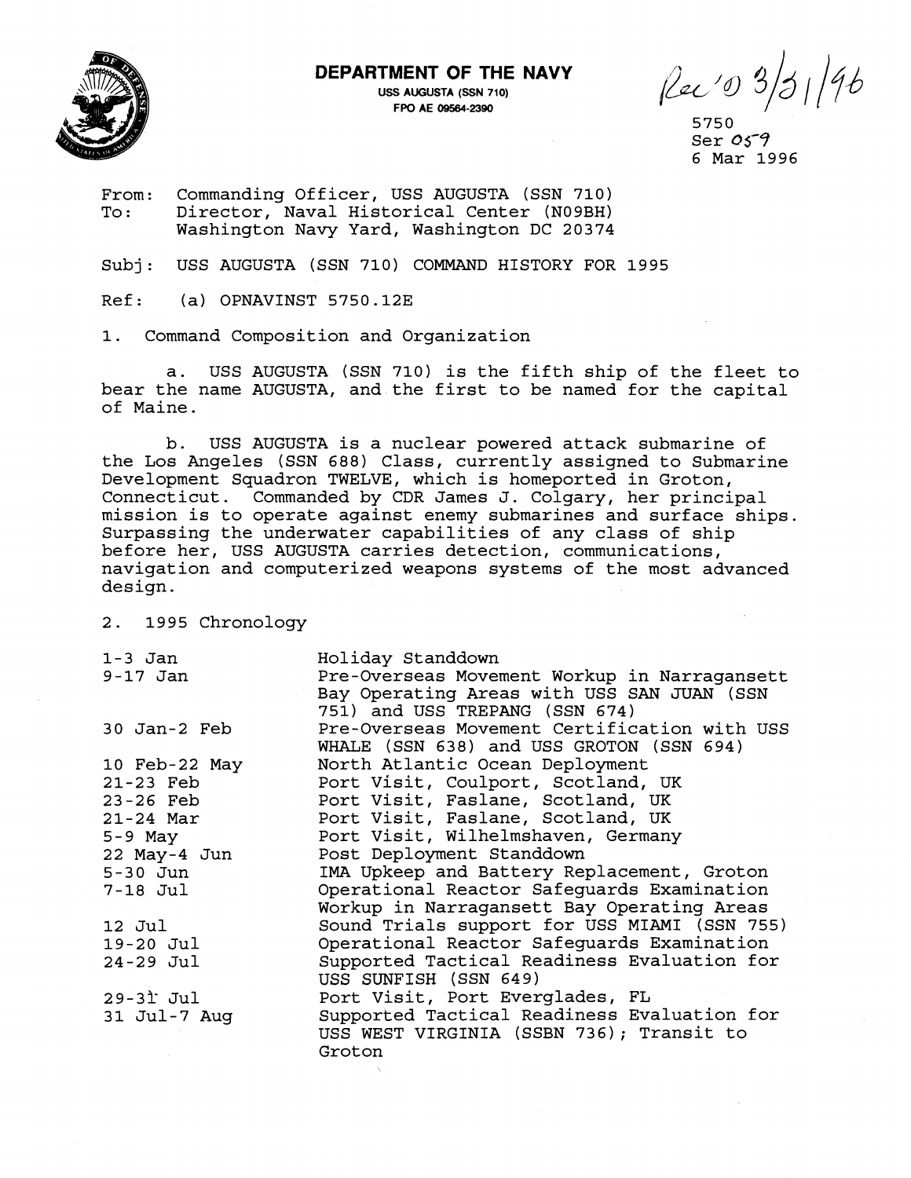**DEPARTMENT OF THE NAVY**
USS AUGUSTA (SSN 710)
FPO AE 09564-2390

Rec'd 3/31/96

5750
Ser 059
6 Mar 1996

From: Commanding Officer, USS AUGUSTA (SSN 710)
To: Director, Naval Historical Center (N09BH)
Washington Navy Yard, Washington DC 20374

Subj: USS AUGUSTA (SSN 710) COMMAND HISTORY FOR 1995

Ref: (a) OPNAVINST 5750.12E

1. Command Composition and Organization

a. USS AUGUSTA (SSN 710) is the fifth ship of the fleet to bear the name AUGUSTA, and the first to be named for the capital of Maine.

b. USS AUGUSTA is a nuclear powered attack submarine of the Los Angeles (SSN 688) Class, currently assigned to Submarine Development Squadron TWELVE, which is homeported in Groton, Connecticut. Commanded by CDR James J. Colgary, her principal mission is to operate against enemy submarines and surface ships. Surpassing the underwater capabilities of any class of ship before her, USS AUGUSTA carries detection, communications, navigation and computerized weapons systems of the most advanced design.

2. 1995 Chronology

| | |
|---|---|
| 1-3 Jan | Holiday Standdown |
| 9-17 Jan | Pre-Overseas Movement Workup in Narragansett Bay Operating Areas with USS SAN JUAN (SSN 751) and USS TREPANG (SSN 674) |
| 30 Jan-2 Feb | Pre-Overseas Movement Certification with USS WHALE (SSN 638) and USS GROTON (SSN 694) |
| 10 Feb-22 May | North Atlantic Ocean Deployment |
| 21-23 Feb | Port Visit, Coulport, Scotland, UK |
| 23-26 Feb | Port Visit, Faslane, Scotland, UK |
| 21-24 Mar | Port Visit, Faslane, Scotland, UK |
| 5-9 May | Port Visit, Wilhelmshaven, Germany |
| 22 May-4 Jun | Post Deployment Standdown |
| 5-30 Jun | IMA Upkeep and Battery Replacement, Groton |
| 7-18 Jul | Operational Reactor Safeguards Examination Workup in Narragansett Bay Operating Areas |
| 12 Jul | Sound Trials support for USS MIAMI (SSN 755) |
| 19-20 Jul | Operational Reactor Safeguards Examination |
| 24-29 Jul | Supported Tactical Readiness Evaluation for USS SUNFISH (SSN 649) |
| 29-31 Jul | Port Visit, Port Everglades, FL |
| 31 Jul-7 Aug | Supported Tactical Readiness Evaluation for USS WEST VIRGINIA (SSBN 736); Transit to Groton |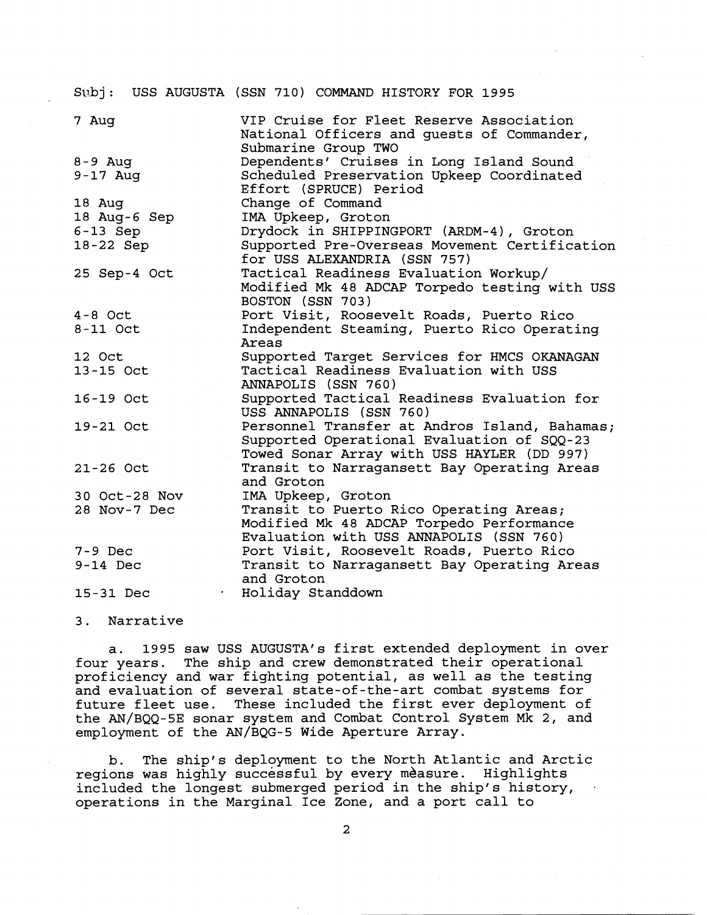Subj: USS AUGUSTA (SSN 710) COMMAND HISTORY FOR 1995

| | |
|---|---|
| 7 Aug | VIP Cruise for Fleet Reserve Association National Officers and guests of Commander, Submarine Group TWO |
| 8-9 Aug | Dependents' Cruises in Long Island Sound |
| 9-17 Aug | Scheduled Preservation Upkeep Coordinated Effort (SPRUCE) Period |
| 18 Aug | Change of Command |
| 18 Aug-6 Sep | IMA Upkeep, Groton |
| 6-13 Sep | Drydock in SHIPPINGPORT (ARDM-4), Groton |
| 18-22 Sep | Supported Pre-Overseas Movement Certification for USS ALEXANDRIA (SSN 757) |
| 25 Sep-4 Oct | Tactical Readiness Evaluation Workup/ Modified Mk 48 ADCAP Torpedo testing with USS BOSTON (SSN 703) |
| 4-8 Oct | Port Visit, Roosevelt Roads, Puerto Rico |
| 8-11 Oct | Independent Steaming, Puerto Rico Operating Areas |
| 12 Oct | Supported Target Services for HMCS OKANAGAN |
| 13-15 Oct | Tactical Readiness Evaluation with USS ANNAPOLIS (SSN 760) |
| 16-19 Oct | Supported Tactical Readiness Evaluation for USS ANNAPOLIS (SSN 760) |
| 19-21 Oct | Personnel Transfer at Andros Island, Bahamas; Supported Operational Evaluation of SQQ-23 Towed Sonar Array with USS HAYLER (DD 997) |
| 21-26 Oct | Transit to Narragansett Bay Operating Areas and Groton |
| 30 Oct-28 Nov | IMA Upkeep, Groton |
| 28 Nov-7 Dec | Transit to Puerto Rico Operating Areas; Modified Mk 48 ADCAP Torpedo Performance Evaluation with USS ANNAPOLIS (SSN 760) |
| 7-9 Dec | Port Visit, Roosevelt Roads, Puerto Rico |
| 9-14 Dec | Transit to Narragansett Bay Operating Areas and Groton |
| 15-31 Dec | Holiday Standdown |

3. Narrative

a. 1995 saw USS AUGUSTA's first extended deployment in over four years. The ship and crew demonstrated their operational proficiency and war fighting potential, as well as the testing and evaluation of several state-of-the-art combat systems for future fleet use. These included the first ever deployment of the AN/BQQ-5E sonar system and Combat Control System Mk 2, and employment of the AN/BQG-5 Wide Aperture Array.

b. The ship's deployment to the North Atlantic and Arctic regions was highly successful by every measure. Highlights included the longest submerged period in the ship's history, operations in the Marginal Ice Zone, and a port call to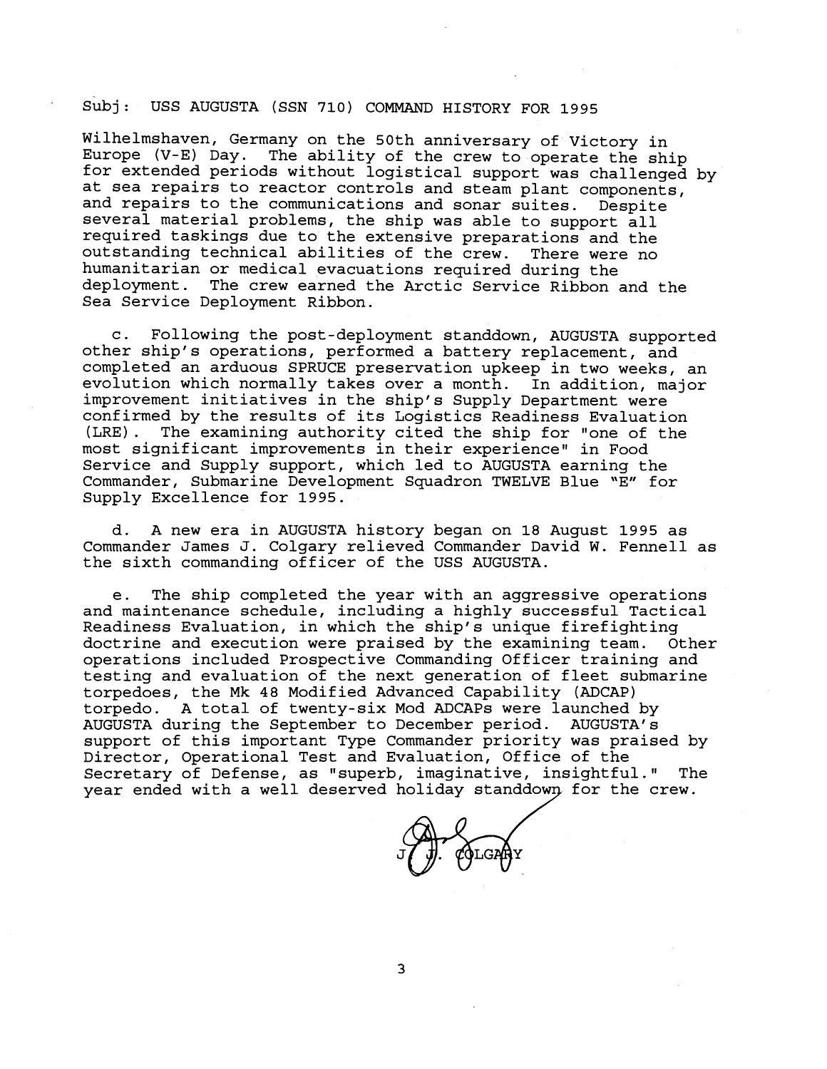Subj: USS AUGUSTA (SSN 710) COMMAND HISTORY FOR 1995

Wilhelmshaven, Germany on the 50th anniversary of Victory in Europe (V-E) Day. The ability of the crew to operate the ship for extended periods without logistical support was challenged by at sea repairs to reactor controls and steam plant components, and repairs to the communications and sonar suites. Despite several material problems, the ship was able to support all required taskings due to the extensive preparations and the outstanding technical abilities of the crew. There were no humanitarian or medical evacuations required during the deployment. The crew earned the Arctic Service Ribbon and the Sea Service Deployment Ribbon.

c. Following the post-deployment standdown, AUGUSTA supported other ship's operations, performed a battery replacement, and completed an arduous SPRUCE preservation upkeep in two weeks, an evolution which normally takes over a month. In addition, major improvement initiatives in the ship's Supply Department were confirmed by the results of its Logistics Readiness Evaluation (LRE). The examining authority cited the ship for "one of the most significant improvements in their experience" in Food Service and Supply support, which led to AUGUSTA earning the Commander, Submarine Development Squadron TWELVE Blue "E" for Supply Excellence for 1995.

d. A new era in AUGUSTA history began on 18 August 1995 as Commander James J. Colgary relieved Commander David W. Fennell as the sixth commanding officer of the USS AUGUSTA.

e. The ship completed the year with an aggressive operations and maintenance schedule, including a highly successful Tactical Readiness Evaluation, in which the ship's unique firefighting doctrine and execution were praised by the examining team. Other operations included Prospective Commanding Officer training and testing and evaluation of the next generation of fleet submarine torpedoes, the Mk 48 Modified Advanced Capability (ADCAP) torpedo. A total of twenty-six Mod ADCAPs were launched by AUGUSTA during the September to December period. AUGUSTA's support of this important Type Commander priority was praised by Director, Operational Test and Evaluation, Office of the Secretary of Defense, as "superb, imaginative, insightful." The year ended with a well deserved holiday standdown for the crew.

J. J. COLGARY